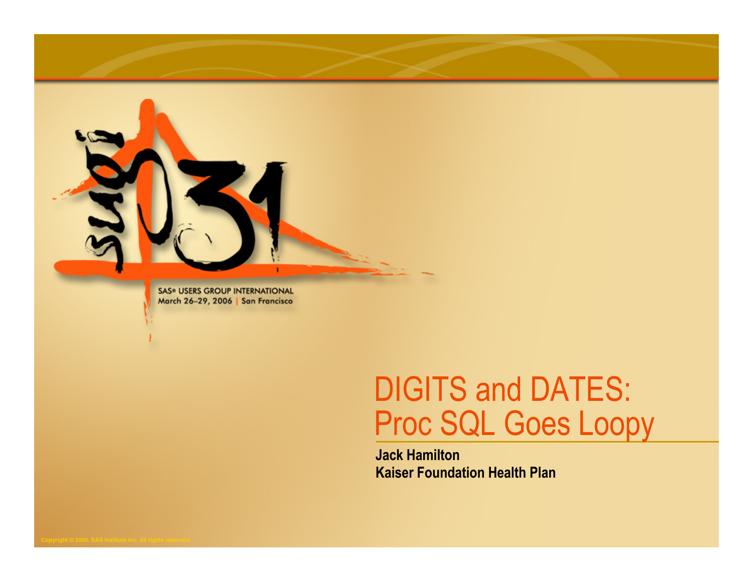SAS® USERS GROUP INTERNATIONAL
March 26–29, 2006 | San Francisco

# DIGITS and DATES: Proc SQL Goes Loopy

**Jack Hamilton**
**Kaiser Foundation Health Plan**

Copyright © 2006, SAS Institute Inc. All rights reserved.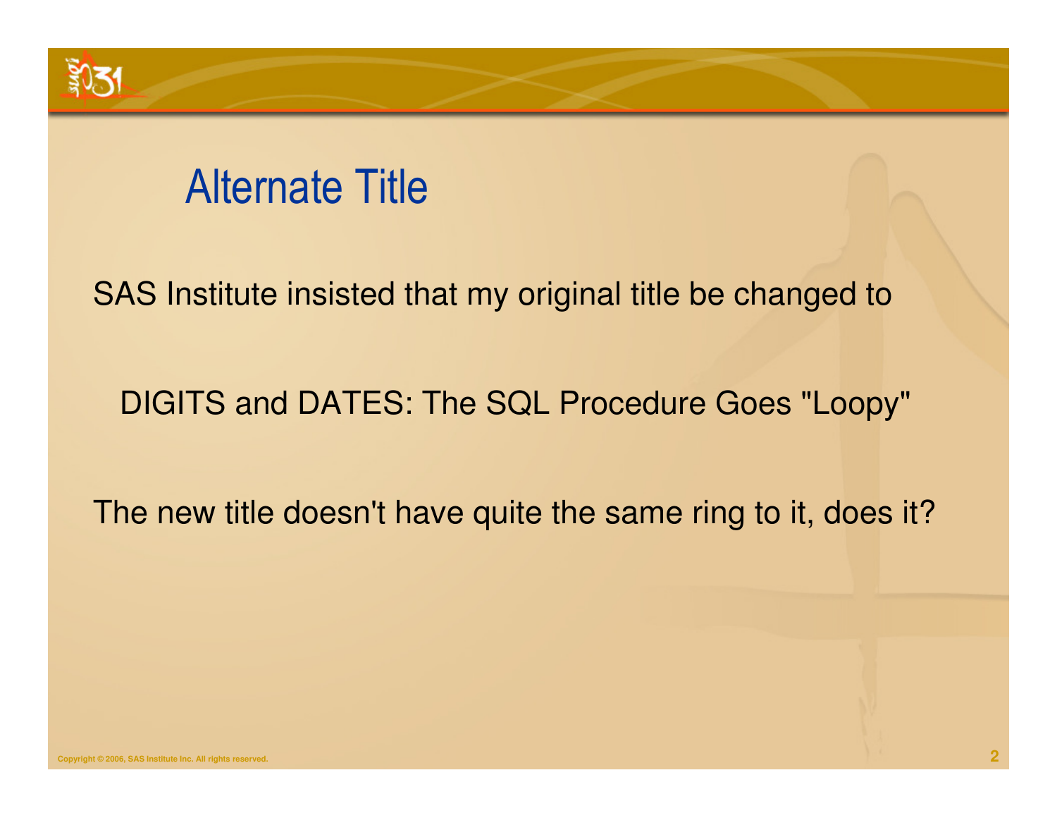# Alternate Title

SAS Institute insisted that my original title be changed to

DIGITS and DATES: The SQL Procedure Goes "Loopy"

The new title doesn't have quite the same ring to it, does it?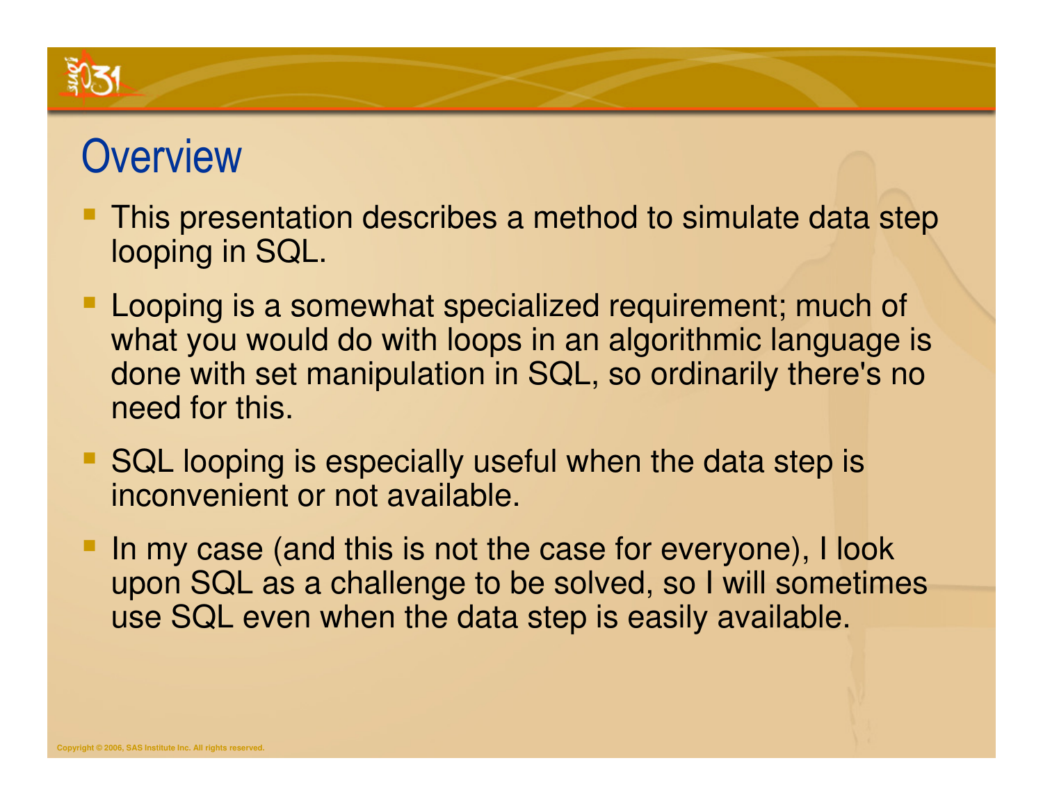# Overview

- This presentation describes a method to simulate data step looping in SQL.
- Looping is a somewhat specialized requirement; much of what you would do with loops in an algorithmic language is done with set manipulation in SQL, so ordinarily there's no need for this.
- SQL looping is especially useful when the data step is inconvenient or not available.
- In my case (and this is not the case for everyone), I look upon SQL as a challenge to be solved, so I will sometimes use SQL even when the data step is easily available.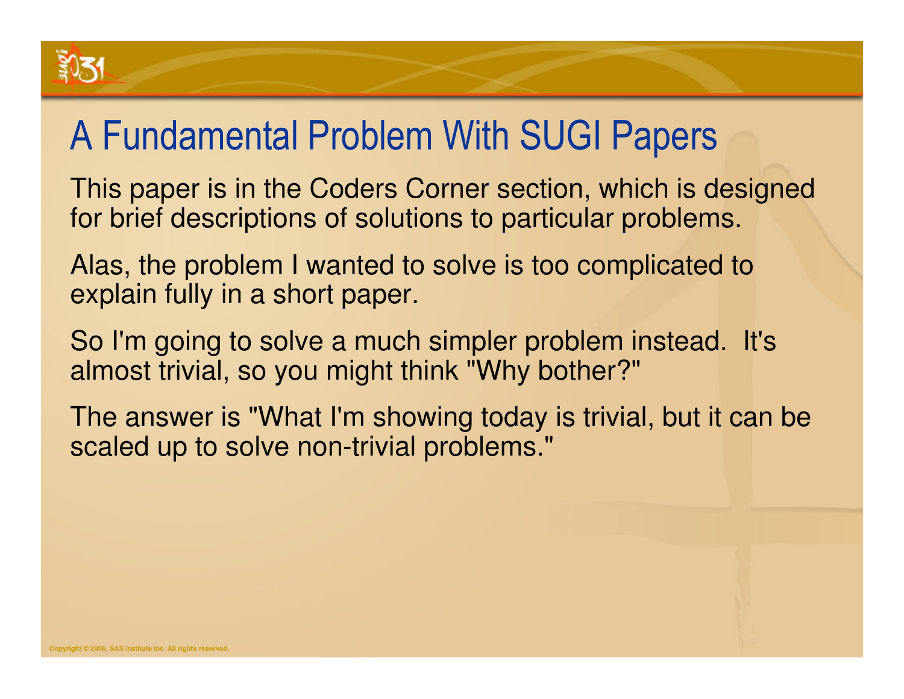# A Fundamental Problem With SUGI Papers

This paper is in the Coders Corner section, which is designed for brief descriptions of solutions to particular problems.

Alas, the problem I wanted to solve is too complicated to explain fully in a short paper.

So I'm going to solve a much simpler problem instead. It's almost trivial, so you might think "Why bother?"

The answer is "What I'm showing today is trivial, but it can be scaled up to solve non-trivial problems."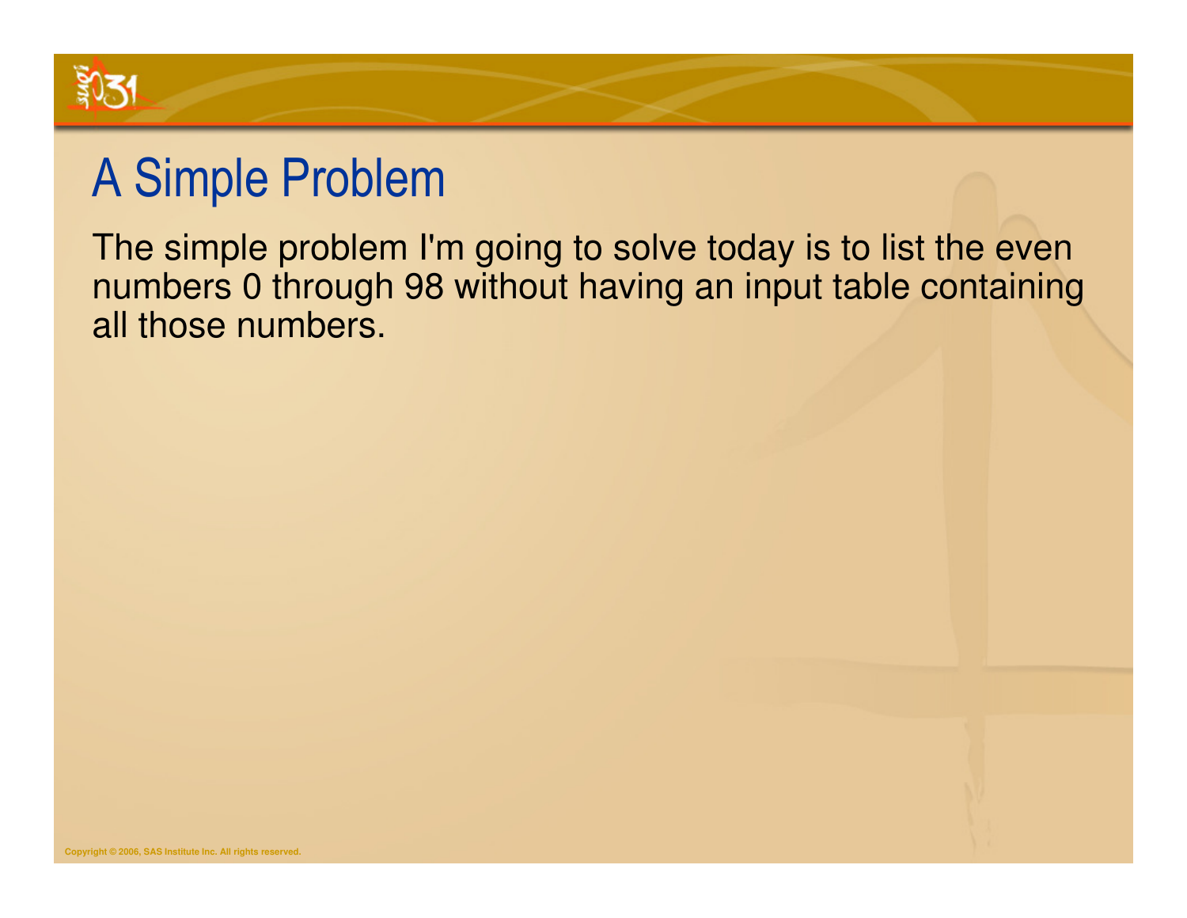# A Simple Problem

The simple problem I'm going to solve today is to list the even numbers 0 through 98 without having an input table containing all those numbers.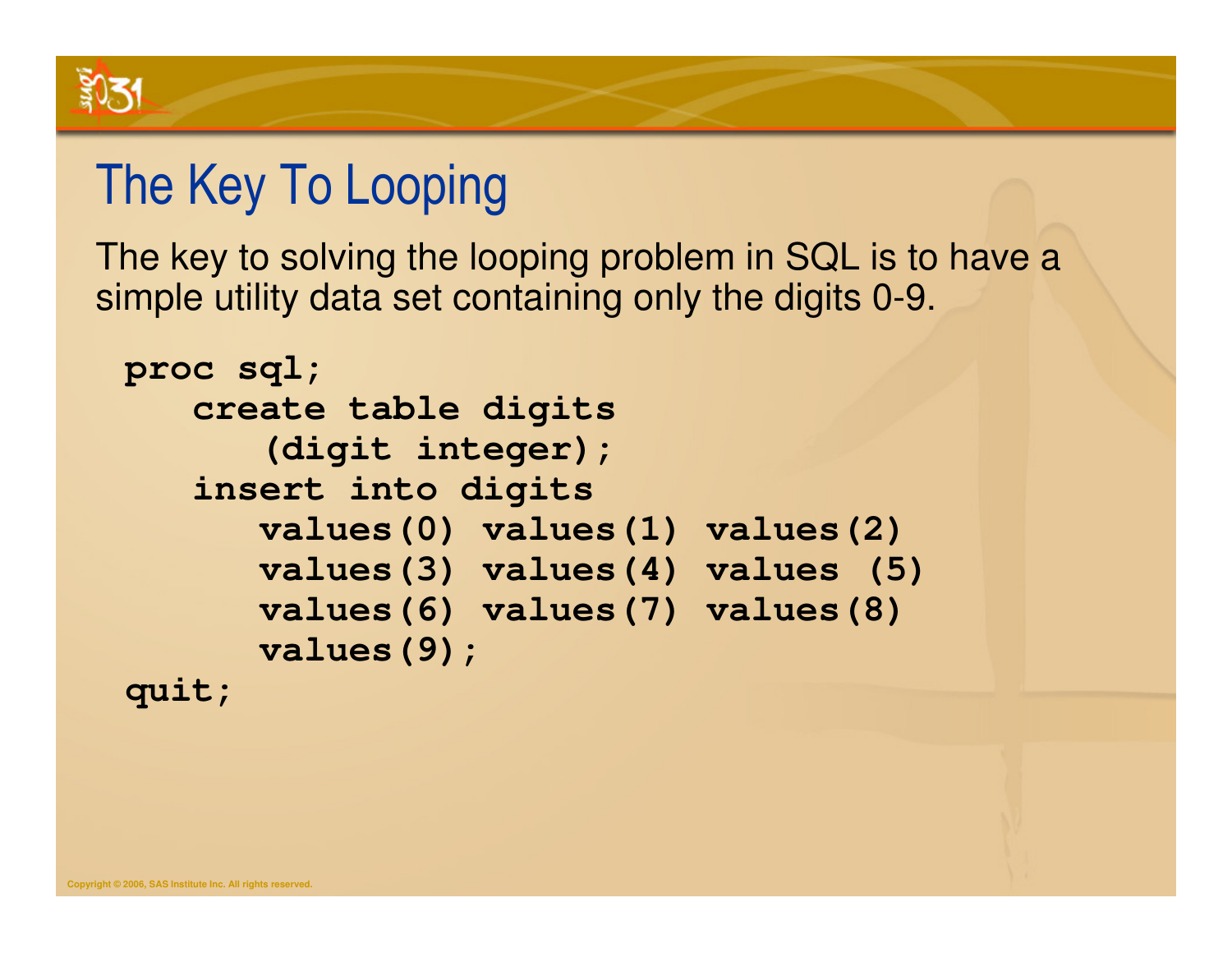# The Key To Looping

The key to solving the looping problem in SQL is to have a simple utility data set containing only the digits 0-9.

```
proc sql;
   create table digits
      (digit integer);
   insert into digits
      values(0) values(1) values(2)
      values(3) values(4) values (5)
      values(6) values(7) values(8)
      values(9);
quit;
```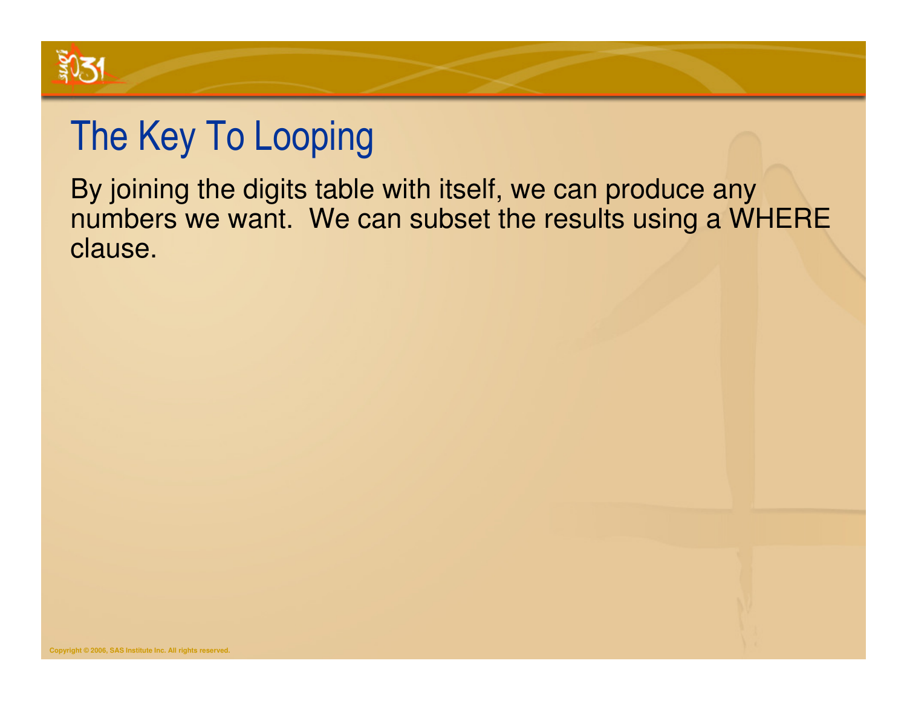# The Key To Looping

By joining the digits table with itself, we can produce any numbers we want. We can subset the results using a WHERE clause.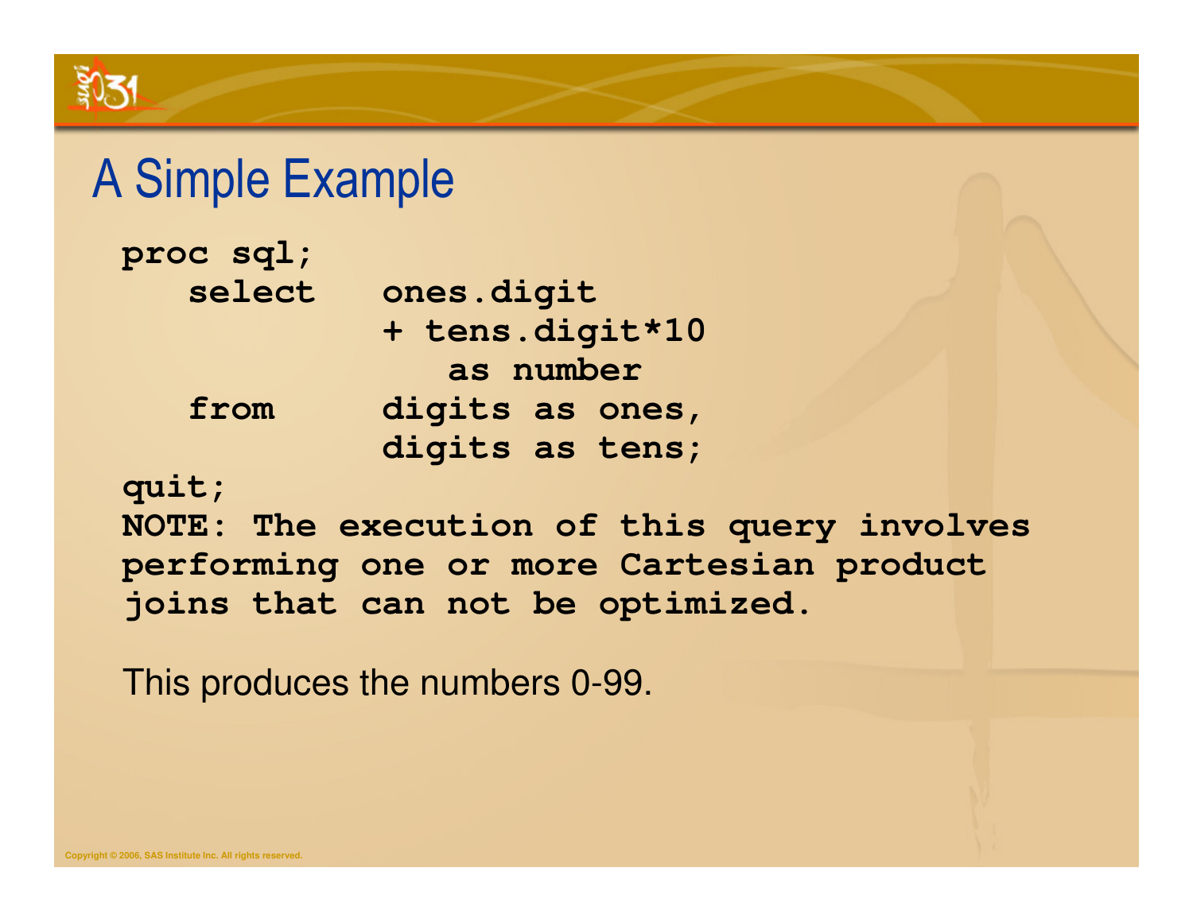# A Simple Example

```
proc sql;
   select   ones.digit
            + tens.digit*10
               as number
   from     digits as ones,
            digits as tens;
quit;
NOTE: The execution of this query involves
performing one or more Cartesian product
joins that can not be optimized.
```

This produces the numbers 0-99.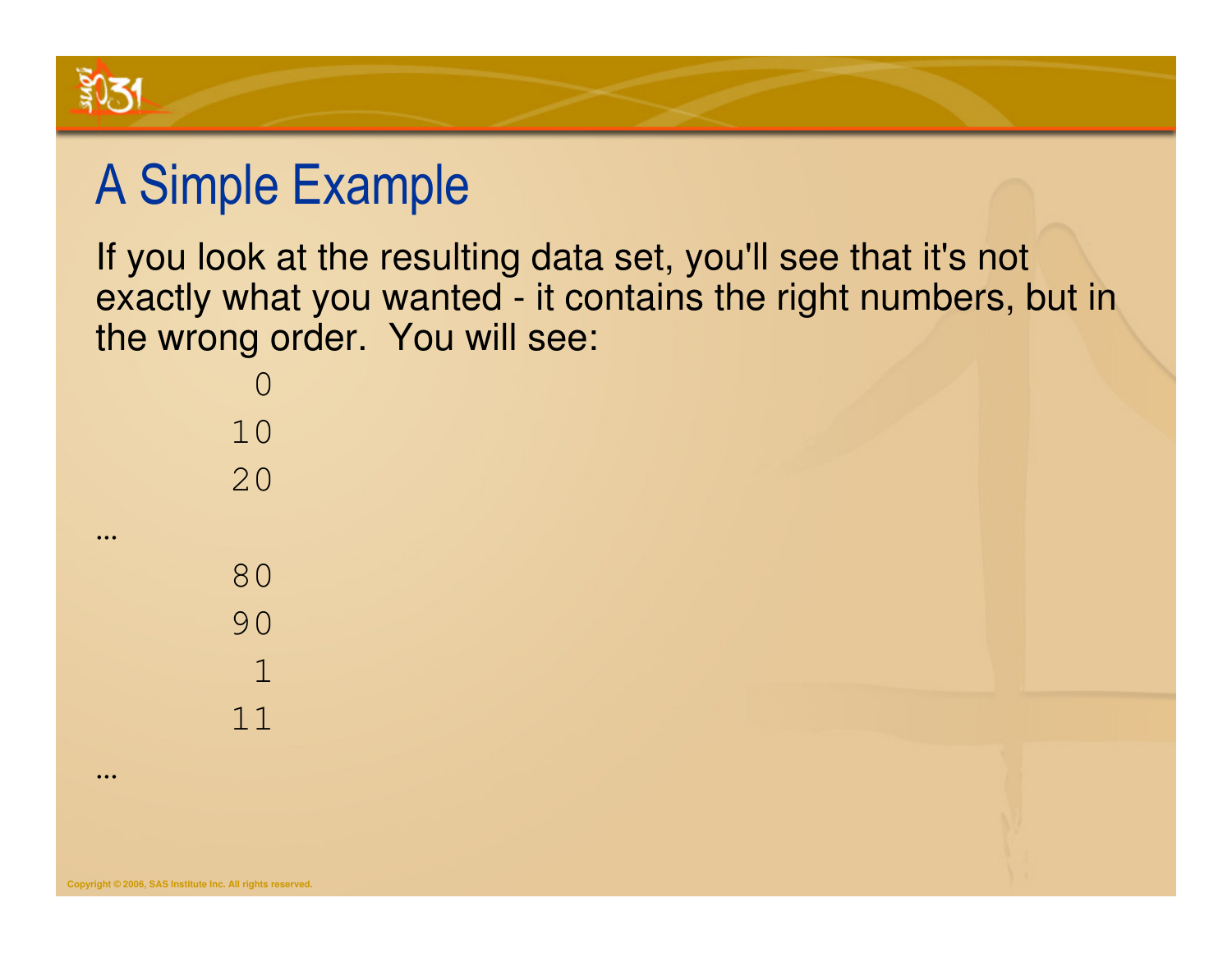# A Simple Example

If you look at the resulting data set, you'll see that it's not exactly what you wanted - it contains the right numbers, but in the wrong order. You will see:

```
 0
10
20
```

…

```
80
90
 1
11
```

…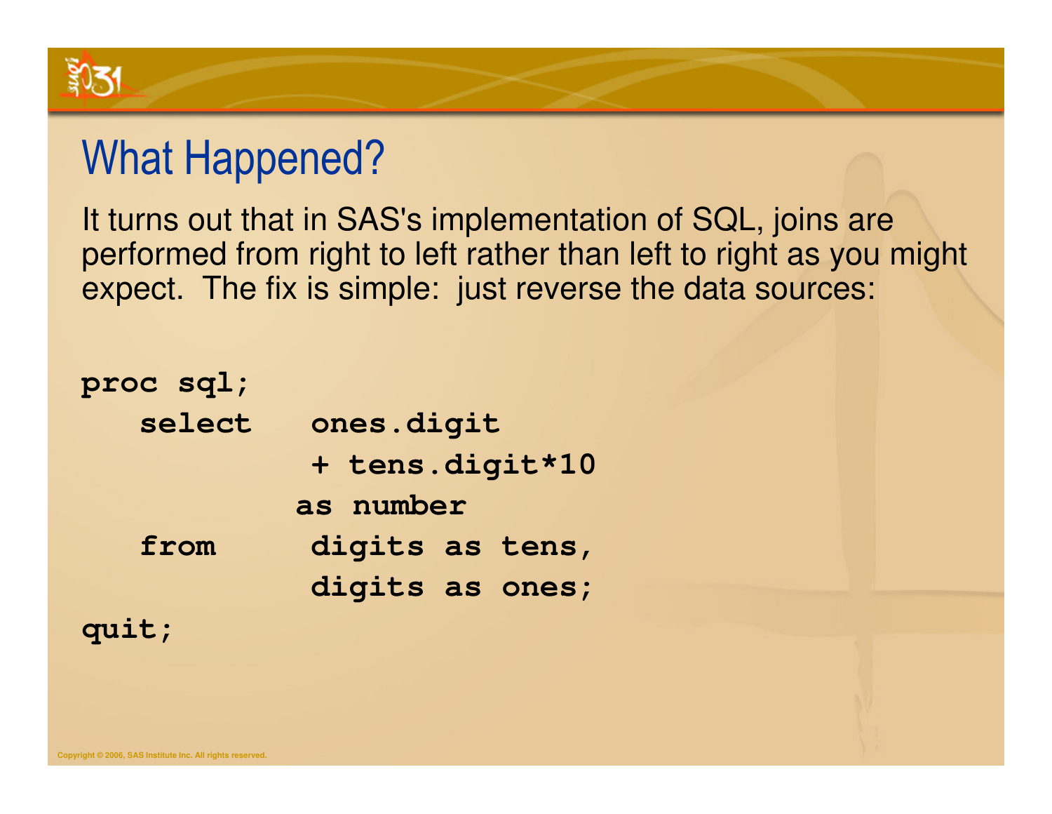# What Happened?

It turns out that in SAS's implementation of SQL, joins are performed from right to left rather than left to right as you might expect. The fix is simple: just reverse the data sources:

```
proc sql;
   select   ones.digit
            + tens.digit*10
           as number
   from     digits as tens,
            digits as ones;
quit;
```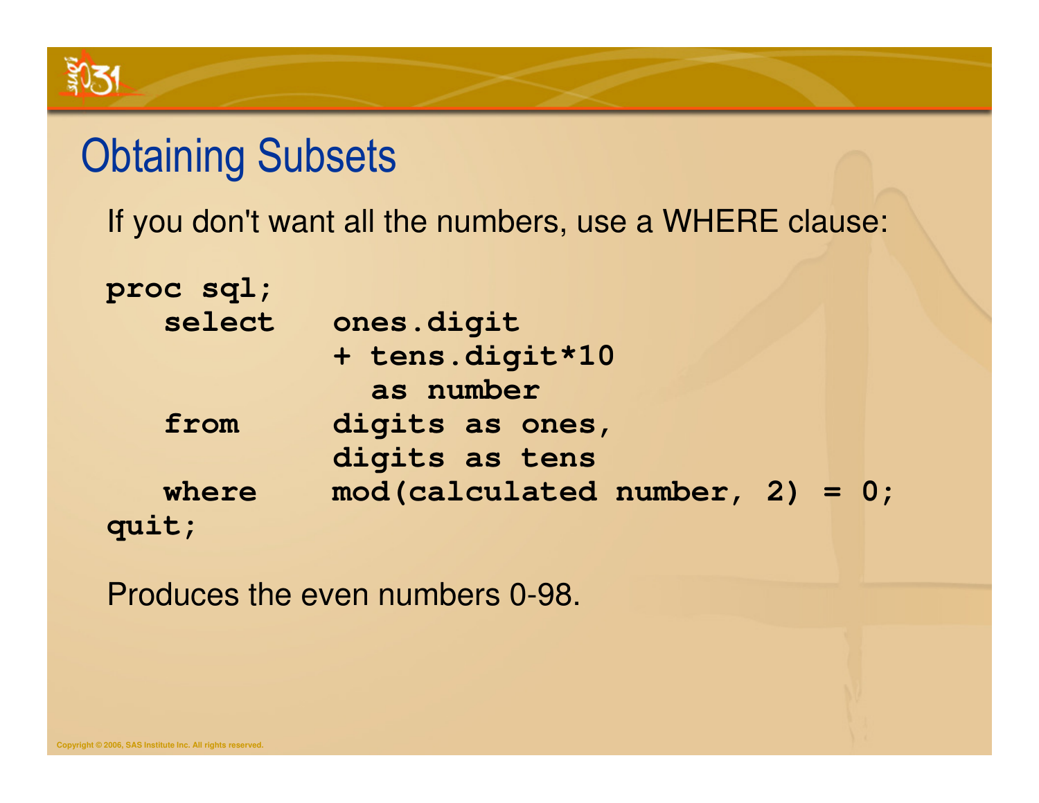# Obtaining Subsets

If you don't want all the numbers, use a WHERE clause:

```
proc sql;
   select   ones.digit
            + tens.digit*10
              as number
   from     digits as ones,
            digits as tens
   where    mod(calculated number, 2) = 0;
quit;
```

Produces the even numbers 0-98.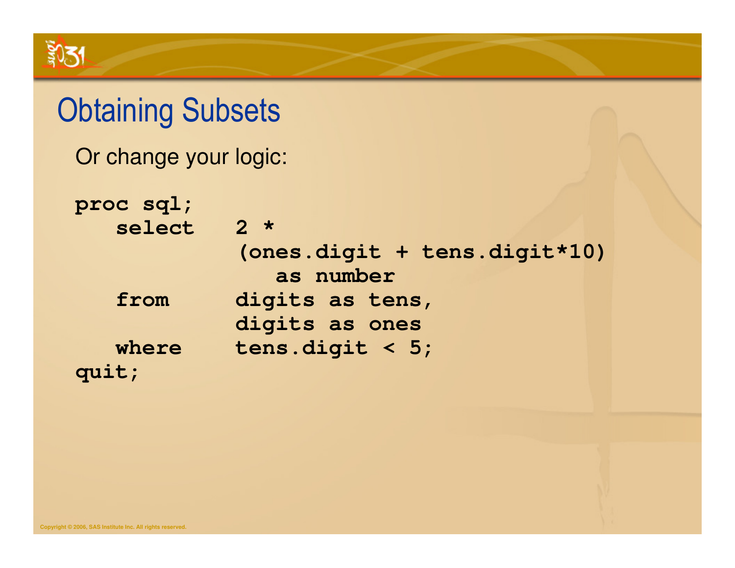# Obtaining Subsets

Or change your logic:

```
proc sql;
   select   2 *
            (ones.digit + tens.digit*10)
               as number
   from     digits as tens,
            digits as ones
   where    tens.digit < 5;
quit;
```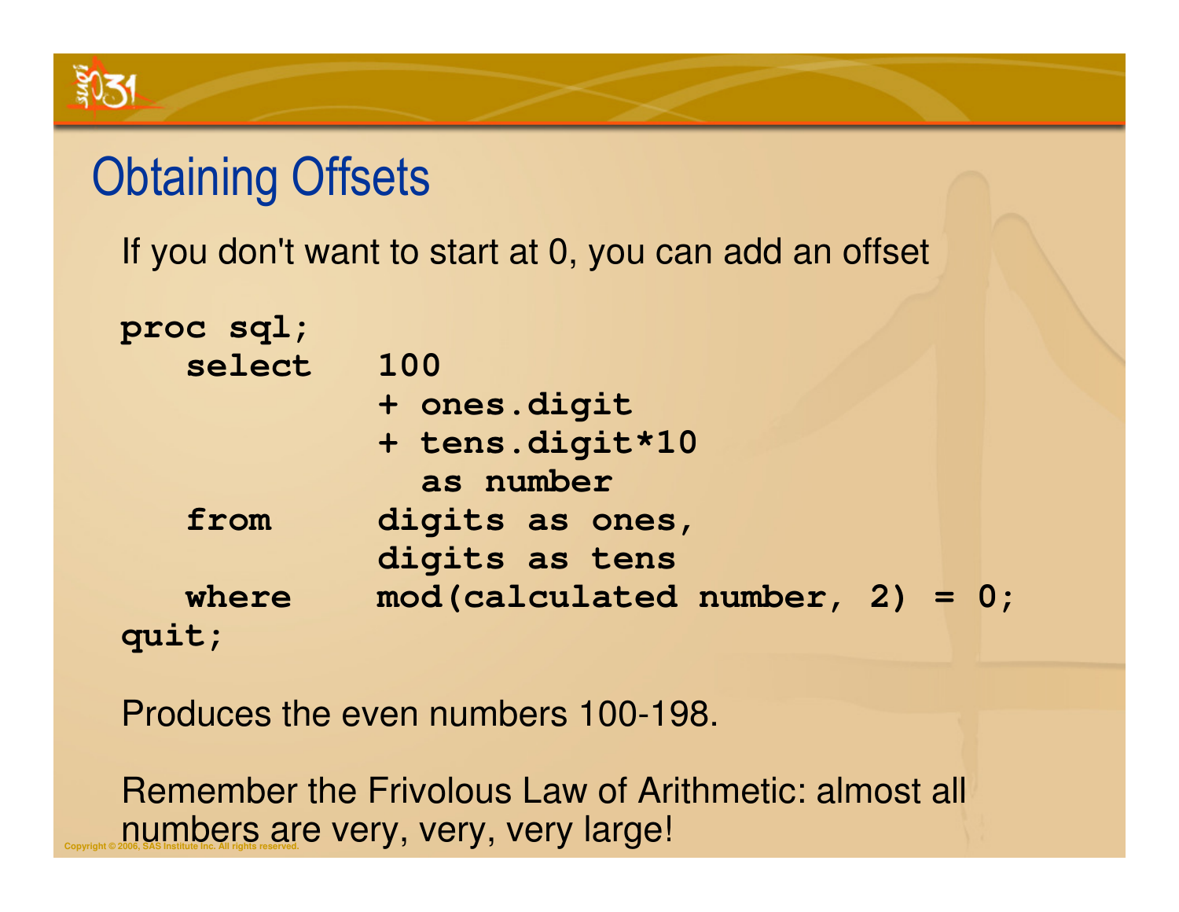# Obtaining Offsets

If you don't want to start at 0, you can add an offset

```
proc sql;
   select   100
            + ones.digit
            + tens.digit*10
              as number
   from     digits as ones,
            digits as tens
   where    mod(calculated number, 2) = 0;
quit;
```

Produces the even numbers 100-198.

Remember the Frivolous Law of Arithmetic: almost all numbers are very, very, very large!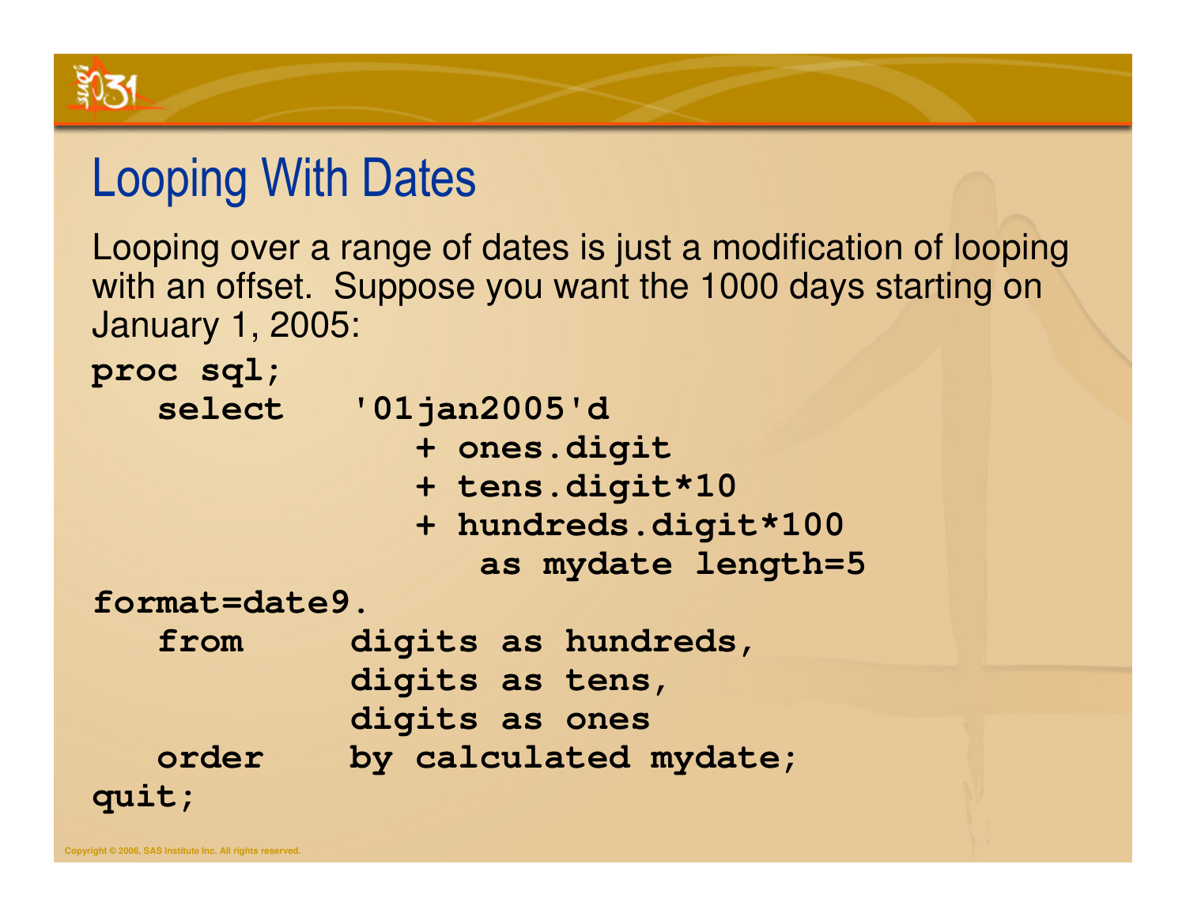# Looping With Dates

Looping over a range of dates is just a modification of looping with an offset. Suppose you want the 1000 days starting on January 1, 2005:

```
proc sql;
   select   '01jan2005'd
               + ones.digit
               + tens.digit*10
               + hundreds.digit*100
                  as mydate length=5
format=date9.
   from     digits as hundreds,
            digits as tens,
            digits as ones
   order    by calculated mydate;
quit;
```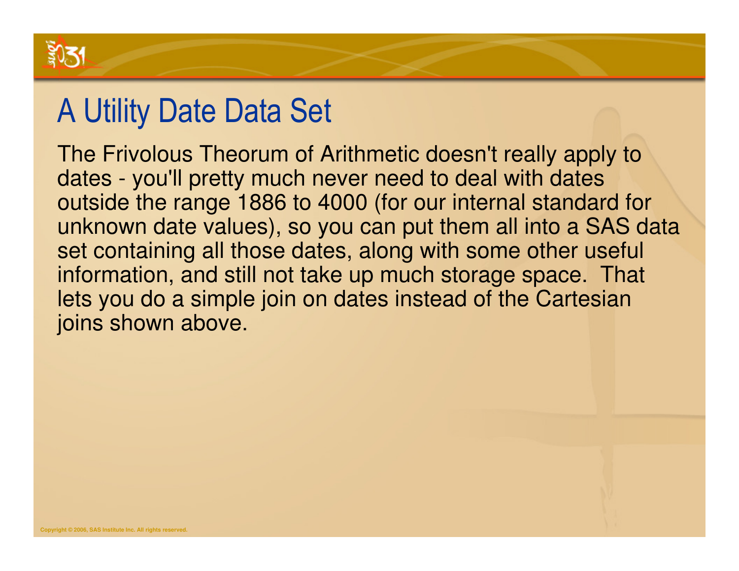# A Utility Date Data Set

The Frivolous Theorum of Arithmetic doesn't really apply to dates - you'll pretty much never need to deal with dates outside the range 1886 to 4000 (for our internal standard for unknown date values), so you can put them all into a SAS data set containing all those dates, along with some other useful information, and still not take up much storage space. That lets you do a simple join on dates instead of the Cartesian joins shown above.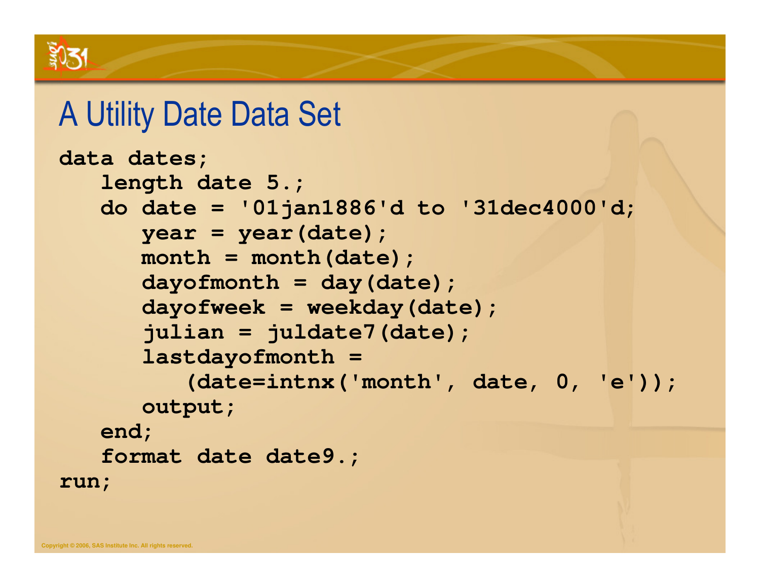# A Utility Date Data Set

```
data dates;
   length date 5.;
   do date = '01jan1886'd to '31dec4000'd;
      year = year(date);
      month = month(date);
      dayofmonth = day(date);
      dayofweek = weekday(date);
      julian = juldate7(date);
      lastdayofmonth =
         (date=intnx('month', date, 0, 'e'));
      output;
   end;
   format date date9.;
run;
```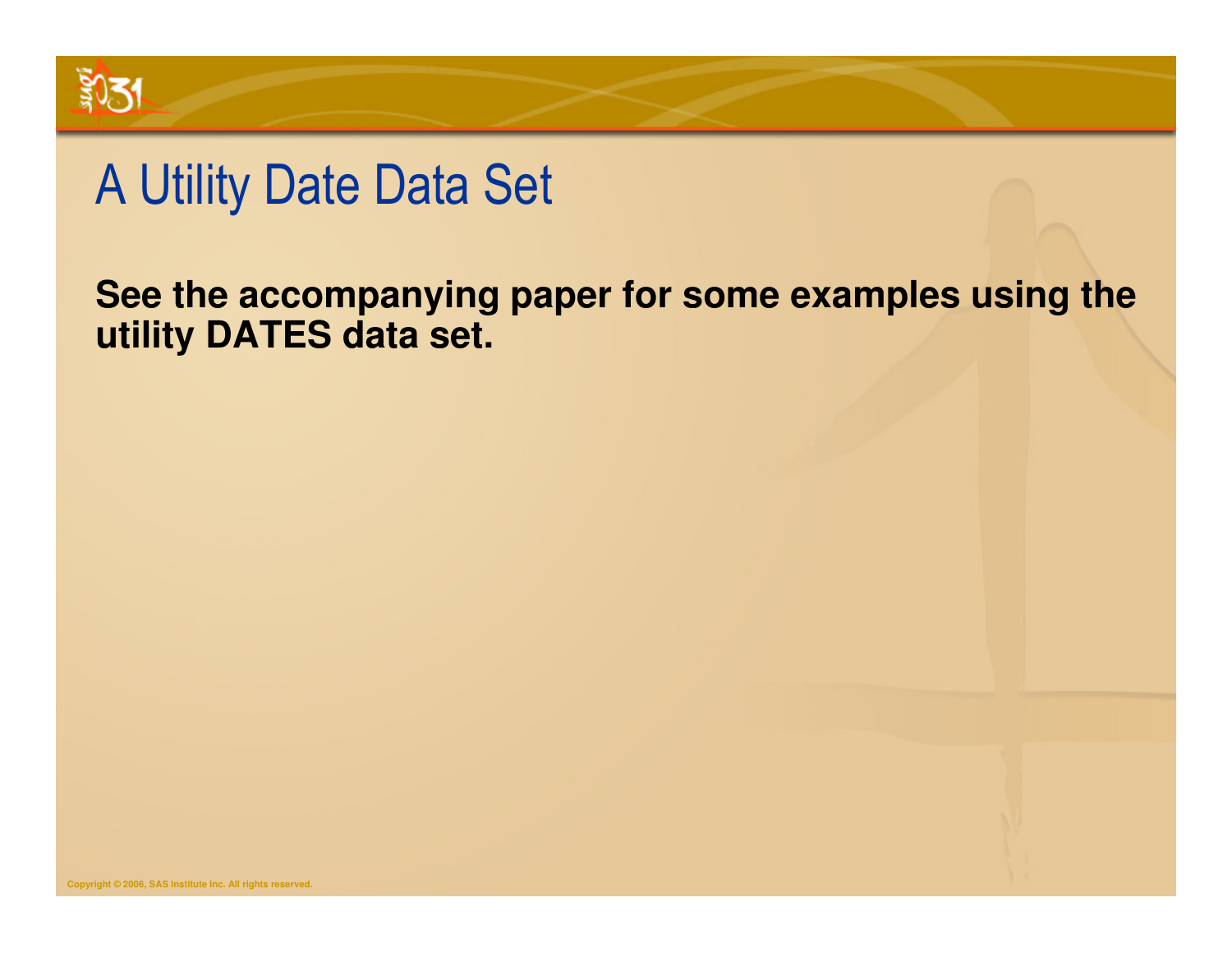# A Utility Date Data Set

**See the accompanying paper for some examples using the utility DATES data set.**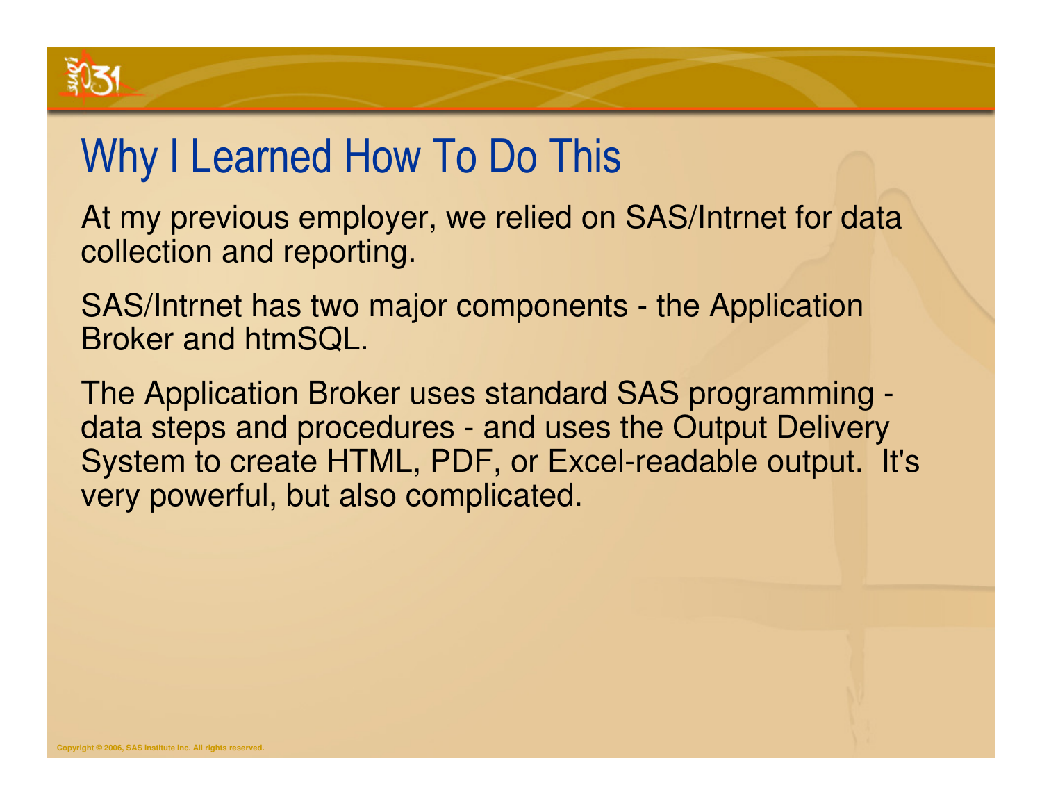# Why I Learned How To Do This

At my previous employer, we relied on SAS/Intrnet for data collection and reporting.

SAS/Intrnet has two major components - the Application Broker and htmSQL.

The Application Broker uses standard SAS programming - data steps and procedures - and uses the Output Delivery System to create HTML, PDF, or Excel-readable output. It's very powerful, but also complicated.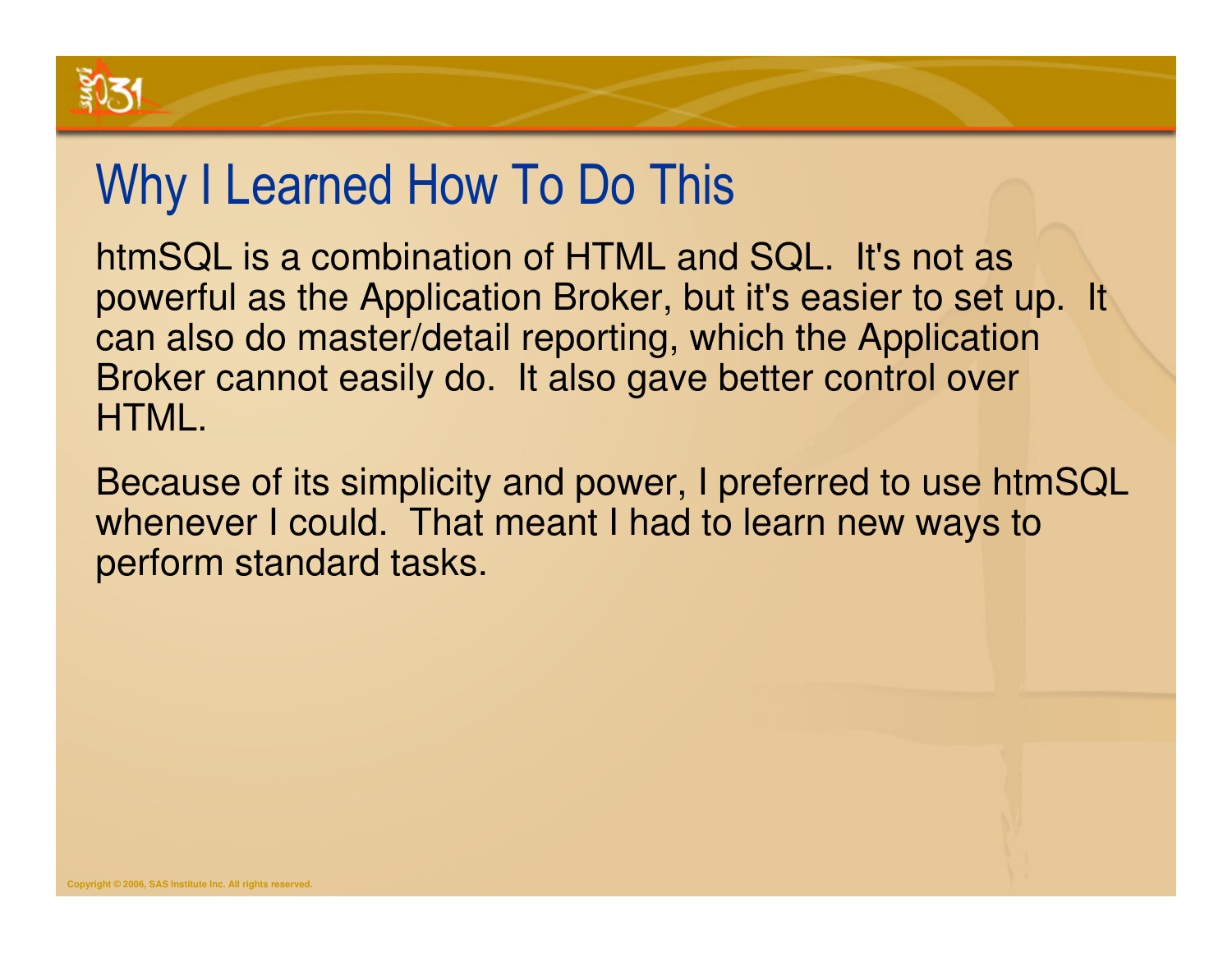# Why I Learned How To Do This

htmSQL is a combination of HTML and SQL.  It's not as powerful as the Application Broker, but it's easier to set up.  It can also do master/detail reporting, which the Application Broker cannot easily do.  It also gave better control over HTML.

Because of its simplicity and power, I preferred to use htmSQL whenever I could.  That meant I had to learn new ways to perform standard tasks.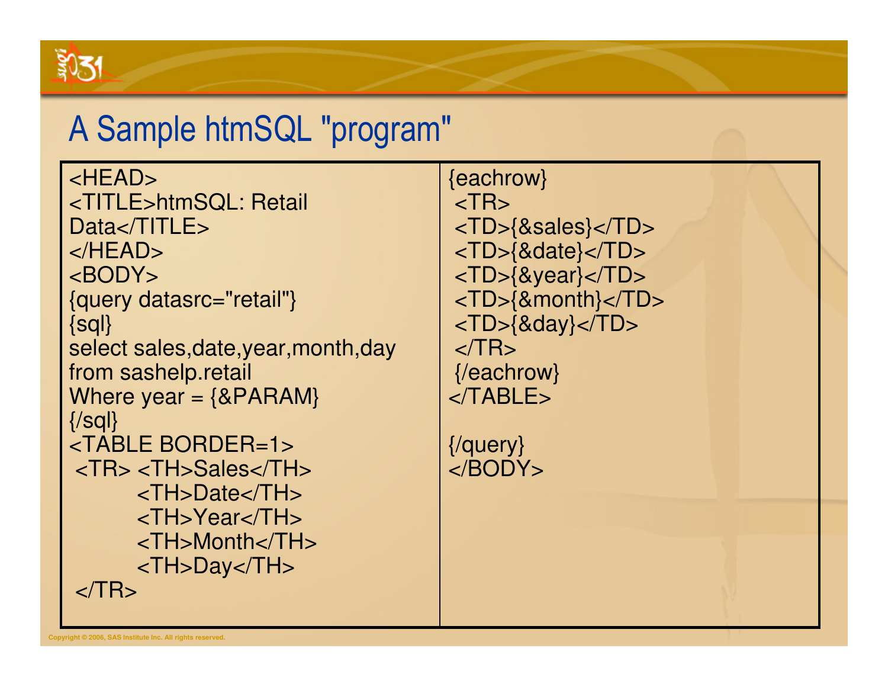# A Sample htmSQL "program"

```
<HEAD>
<TITLE>htmSQL: Retail
Data</TITLE>
</HEAD>
<BODY>
{query datasrc="retail"}
{sql}
select sales,date,year,month,day
from sashelp.retail
Where year = {&PARAM}
{/sql}
<TABLE BORDER=1>
 <TR> <TH>Sales</TH>
        <TH>Date</TH>
        <TH>Year</TH>
        <TH>Month</TH>
        <TH>Day</TH>
 </TR>
{eachrow}
 <TR>
 <TD>{&sales}</TD>
 <TD>{&date}</TD>
 <TD>{&year}</TD>
 <TD>{&month}</TD>
 <TD>{&day}</TD>
 </TR>
 {/eachrow}
</TABLE>

{/query}
</BODY>
```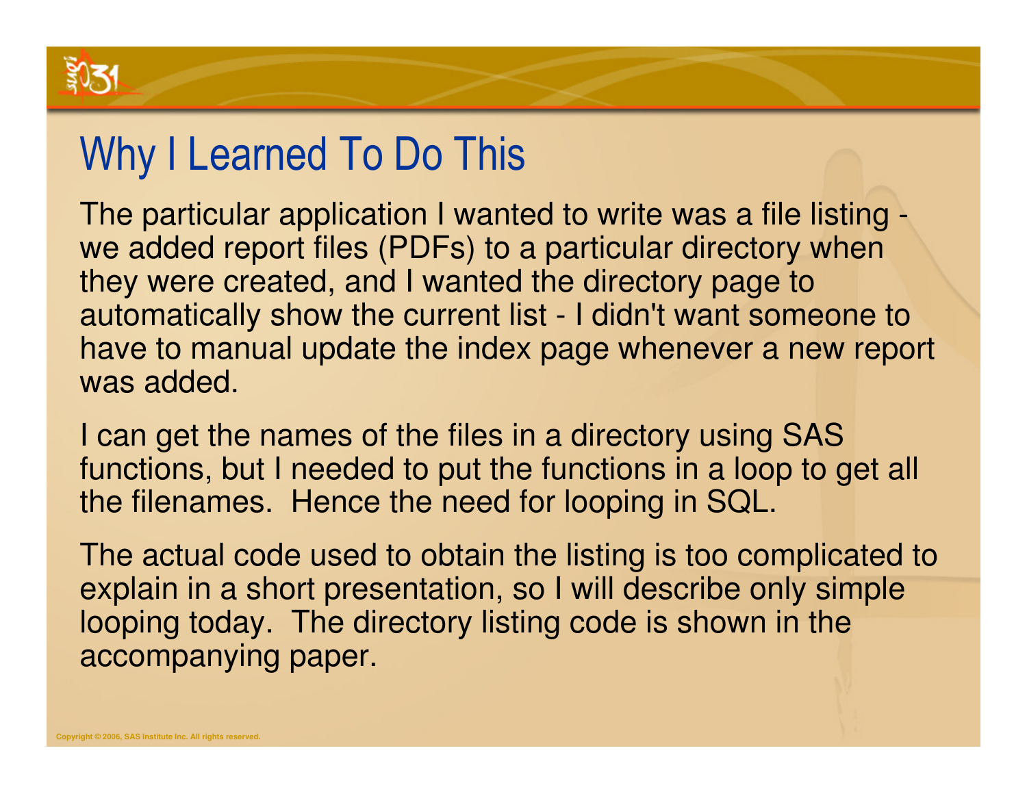# Why I Learned To Do This

The particular application I wanted to write was a file listing - we added report files (PDFs) to a particular directory when they were created, and I wanted the directory page to automatically show the current list - I didn't want someone to have to manual update the index page whenever a new report was added.

I can get the names of the files in a directory using SAS functions, but I needed to put the functions in a loop to get all the filenames. Hence the need for looping in SQL.

The actual code used to obtain the listing is too complicated to explain in a short presentation, so I will describe only simple looping today. The directory listing code is shown in the accompanying paper.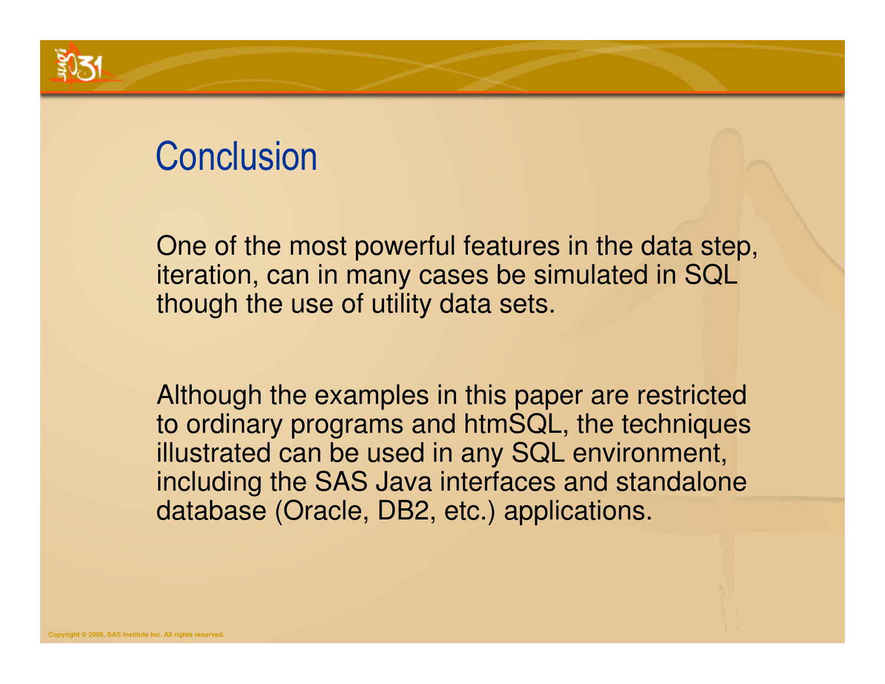# Conclusion

One of the most powerful features in the data step, iteration, can in many cases be simulated in SQL though the use of utility data sets.

Although the examples in this paper are restricted to ordinary programs and htmSQL, the techniques illustrated can be used in any SQL environment, including the SAS Java interfaces and standalone database (Oracle, DB2, etc.) applications.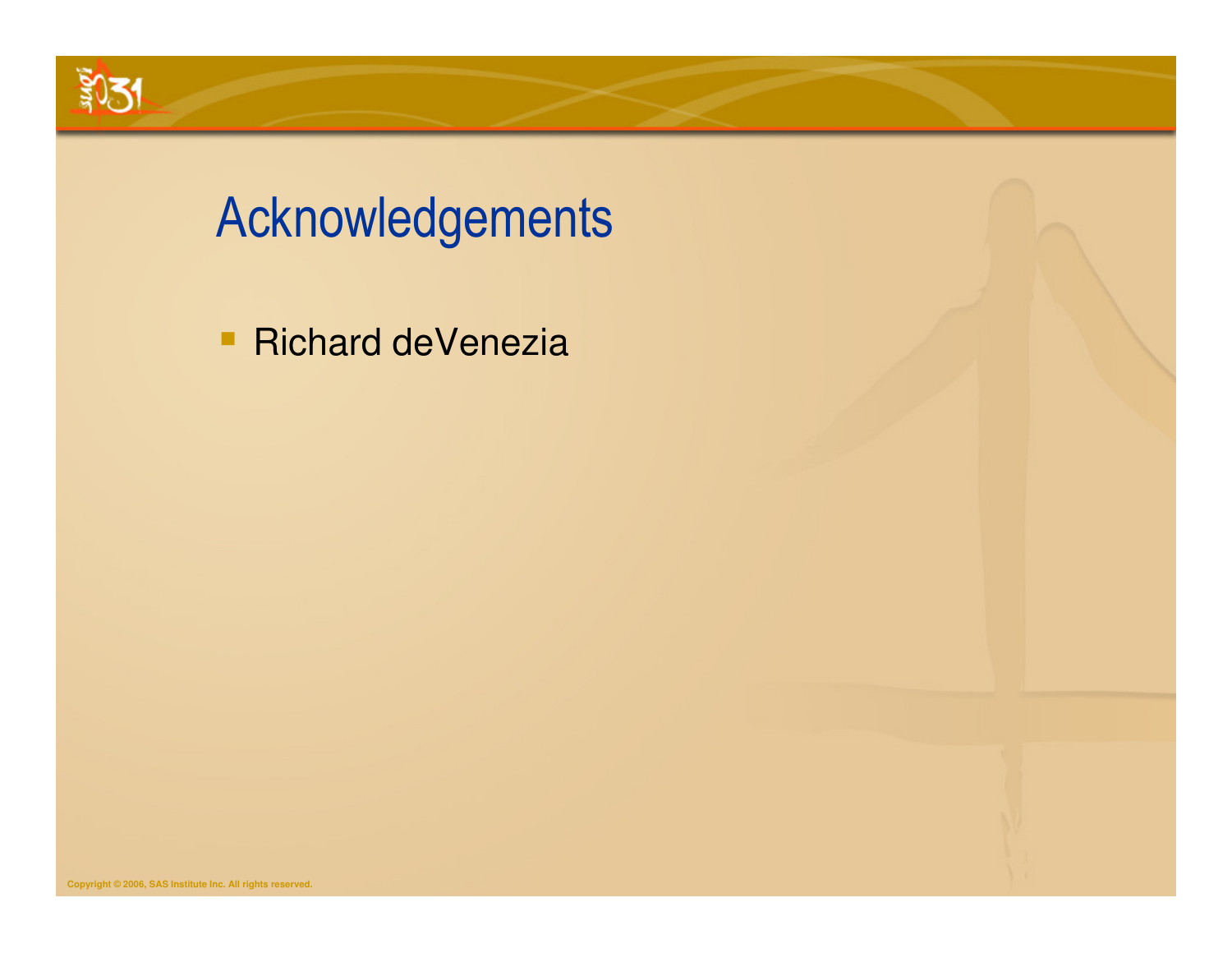# Acknowledgements

- Richard deVenezia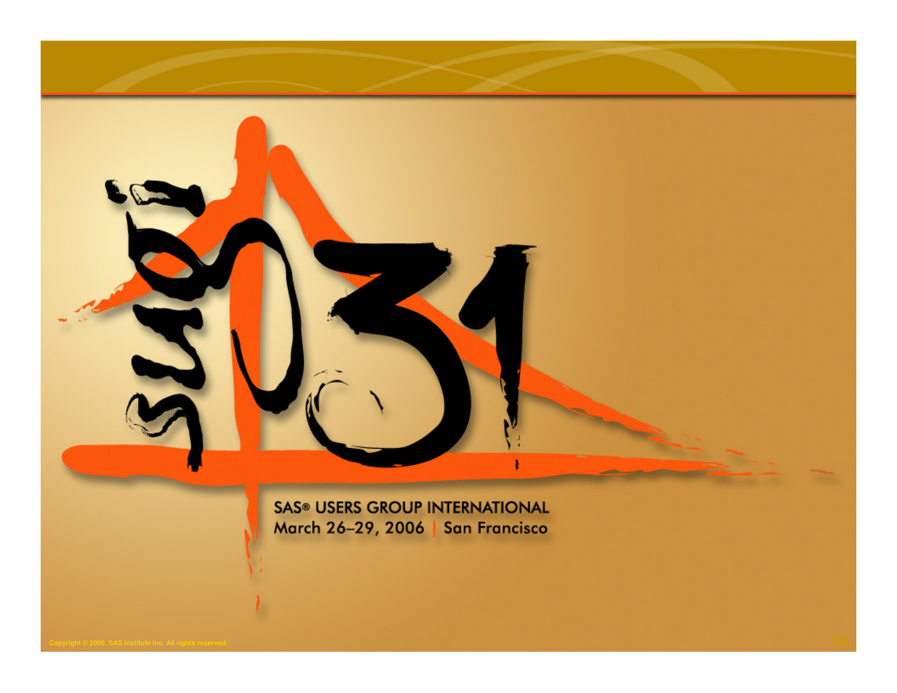SUGI 31

SAS® USERS GROUP INTERNATIONAL

March 26–29, 2006 | San Francisco